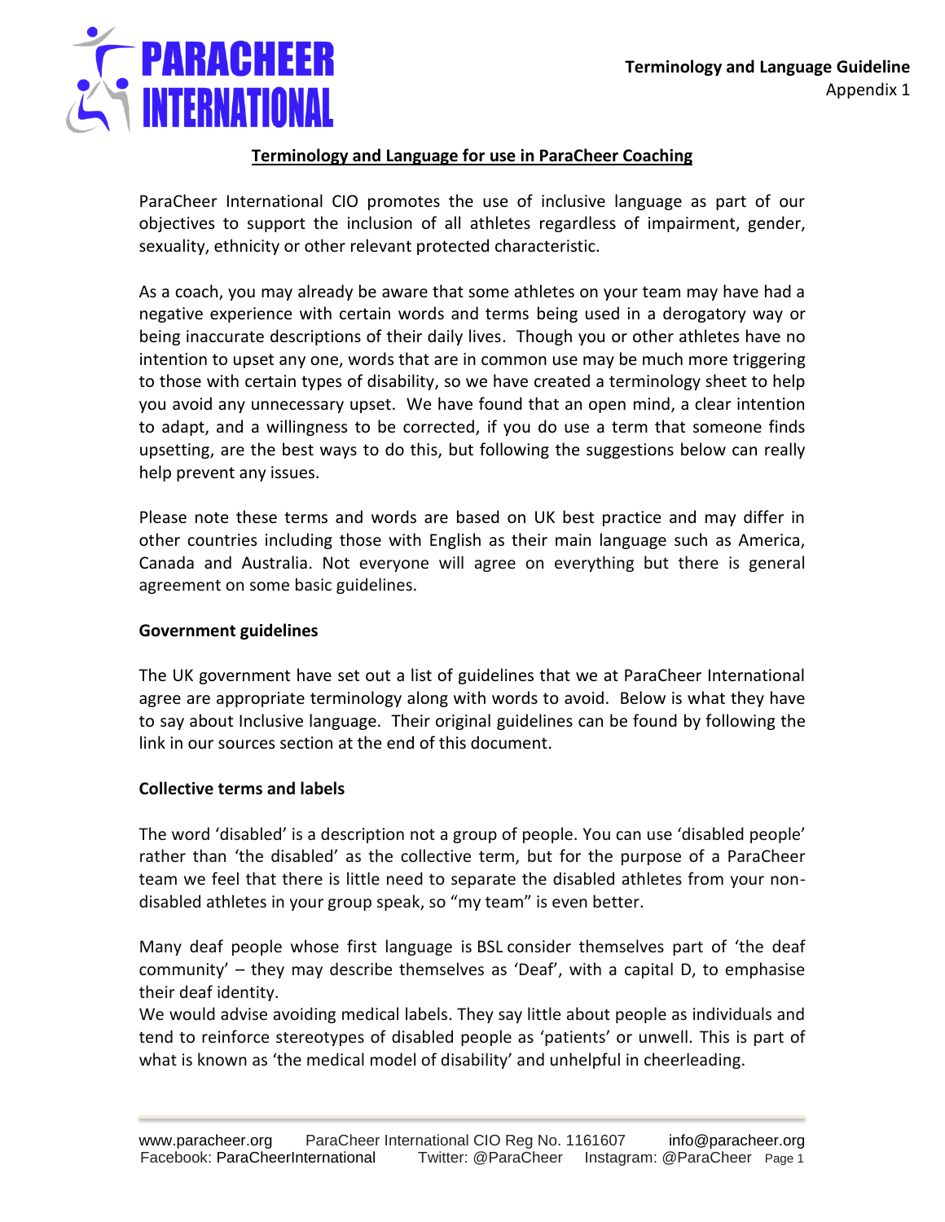**Terminology and Language Guideline**
Appendix 1

## Terminology and Language for use in ParaCheer Coaching

ParaCheer International CIO promotes the use of inclusive language as part of our objectives to support the inclusion of all athletes regardless of impairment, gender, sexuality, ethnicity or other relevant protected characteristic.

As a coach, you may already be aware that some athletes on your team may have had a negative experience with certain words and terms being used in a derogatory way or being inaccurate descriptions of their daily lives. Though you or other athletes have no intention to upset any one, words that are in common use may be much more triggering to those with certain types of disability, so we have created a terminology sheet to help you avoid any unnecessary upset. We have found that an open mind, a clear intention to adapt, and a willingness to be corrected, if you do use a term that someone finds upsetting, are the best ways to do this, but following the suggestions below can really help prevent any issues.

Please note these terms and words are based on UK best practice and may differ in other countries including those with English as their main language such as America, Canada and Australia. Not everyone will agree on everything but there is general agreement on some basic guidelines.

### Government guidelines

The UK government have set out a list of guidelines that we at ParaCheer International agree are appropriate terminology along with words to avoid. Below is what they have to say about Inclusive language. Their original guidelines can be found by following the link in our sources section at the end of this document.

### Collective terms and labels

The word 'disabled' is a description not a group of people. You can use 'disabled people' rather than 'the disabled' as the collective term, but for the purpose of a ParaCheer team we feel that there is little need to separate the disabled athletes from your non-disabled athletes in your group speak, so "my team" is even better.

Many deaf people whose first language is BSL consider themselves part of 'the deaf community' – they may describe themselves as 'Deaf', with a capital D, to emphasise their deaf identity.

We would advise avoiding medical labels. They say little about people as individuals and tend to reinforce stereotypes of disabled people as 'patients' or unwell. This is part of what is known as 'the medical model of disability' and unhelpful in cheerleading.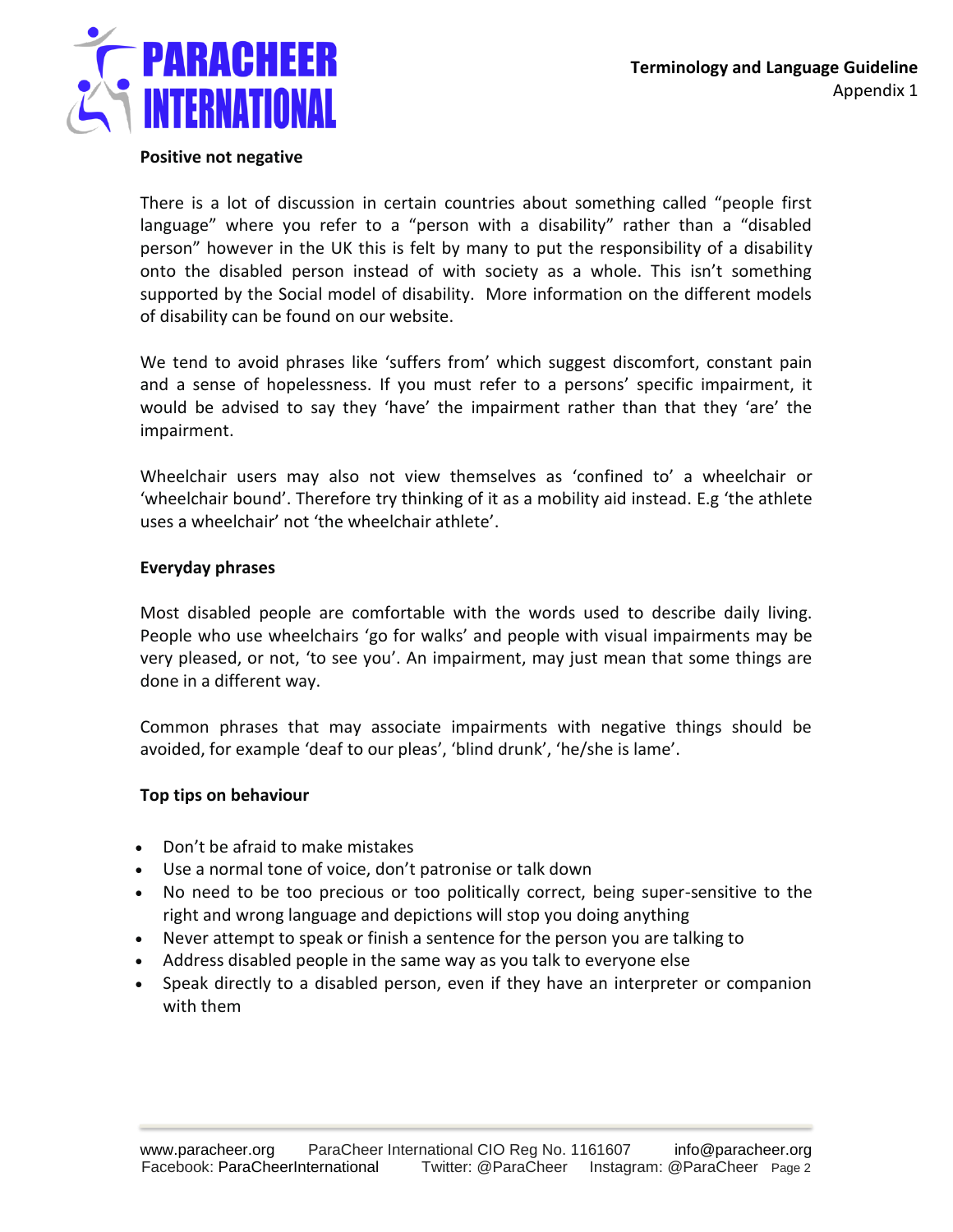**Positive not negative**

There is a lot of discussion in certain countries about something called “people first language” where you refer to a “person with a disability” rather than a “disabled person” however in the UK this is felt by many to put the responsibility of a disability onto the disabled person instead of with society as a whole. This isn’t something supported by the Social model of disability. More information on the different models of disability can be found on our website.

We tend to avoid phrases like ‘suffers from’ which suggest discomfort, constant pain and a sense of hopelessness. If you must refer to a persons’ specific impairment, it would be advised to say they ‘have’ the impairment rather than that they ‘are’ the impairment.

Wheelchair users may also not view themselves as ‘confined to’ a wheelchair or ‘wheelchair bound’. Therefore try thinking of it as a mobility aid instead. E.g ‘the athlete uses a wheelchair’ not ‘the wheelchair athlete’.

**Everyday phrases**

Most disabled people are comfortable with the words used to describe daily living. People who use wheelchairs ‘go for walks’ and people with visual impairments may be very pleased, or not, ‘to see you’. An impairment, may just mean that some things are done in a different way.

Common phrases that may associate impairments with negative things should be avoided, for example ‘deaf to our pleas’, ‘blind drunk’, ‘he/she is lame’.

**Top tips on behaviour**

- Don’t be afraid to make mistakes
- Use a normal tone of voice, don’t patronise or talk down
- No need to be too precious or too politically correct, being super-sensitive to the right and wrong language and depictions will stop you doing anything
- Never attempt to speak or finish a sentence for the person you are talking to
- Address disabled people in the same way as you talk to everyone else
- Speak directly to a disabled person, even if they have an interpreter or companion with them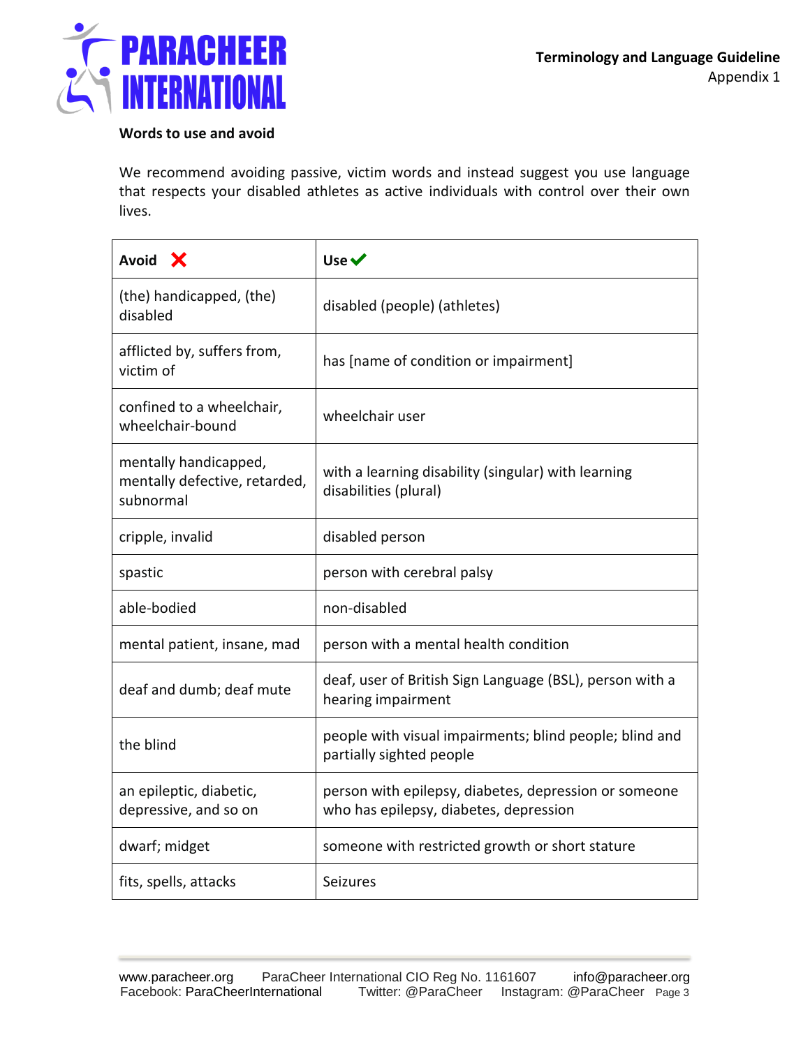## Words to use and avoid

We recommend avoiding passive, victim words and instead suggest you use language that respects your disabled athletes as active individuals with control over their own lives.

| Avoid ❌ | Use ✔ |
|---|---|
| (the) handicapped, (the) disabled | disabled (people) (athletes) |
| afflicted by, suffers from, victim of | has [name of condition or impairment] |
| confined to a wheelchair, wheelchair-bound | wheelchair user |
| mentally handicapped, mentally defective, retarded, subnormal | with a learning disability (singular) with learning disabilities (plural) |
| cripple, invalid | disabled person |
| spastic | person with cerebral palsy |
| able-bodied | non-disabled |
| mental patient, insane, mad | person with a mental health condition |
| deaf and dumb; deaf mute | deaf, user of British Sign Language (BSL), person with a hearing impairment |
| the blind | people with visual impairments; blind people; blind and partially sighted people |
| an epileptic, diabetic, depressive, and so on | person with epilepsy, diabetes, depression or someone who has epilepsy, diabetes, depression |
| dwarf; midget | someone with restricted growth or short stature |
| fits, spells, attacks | Seizures |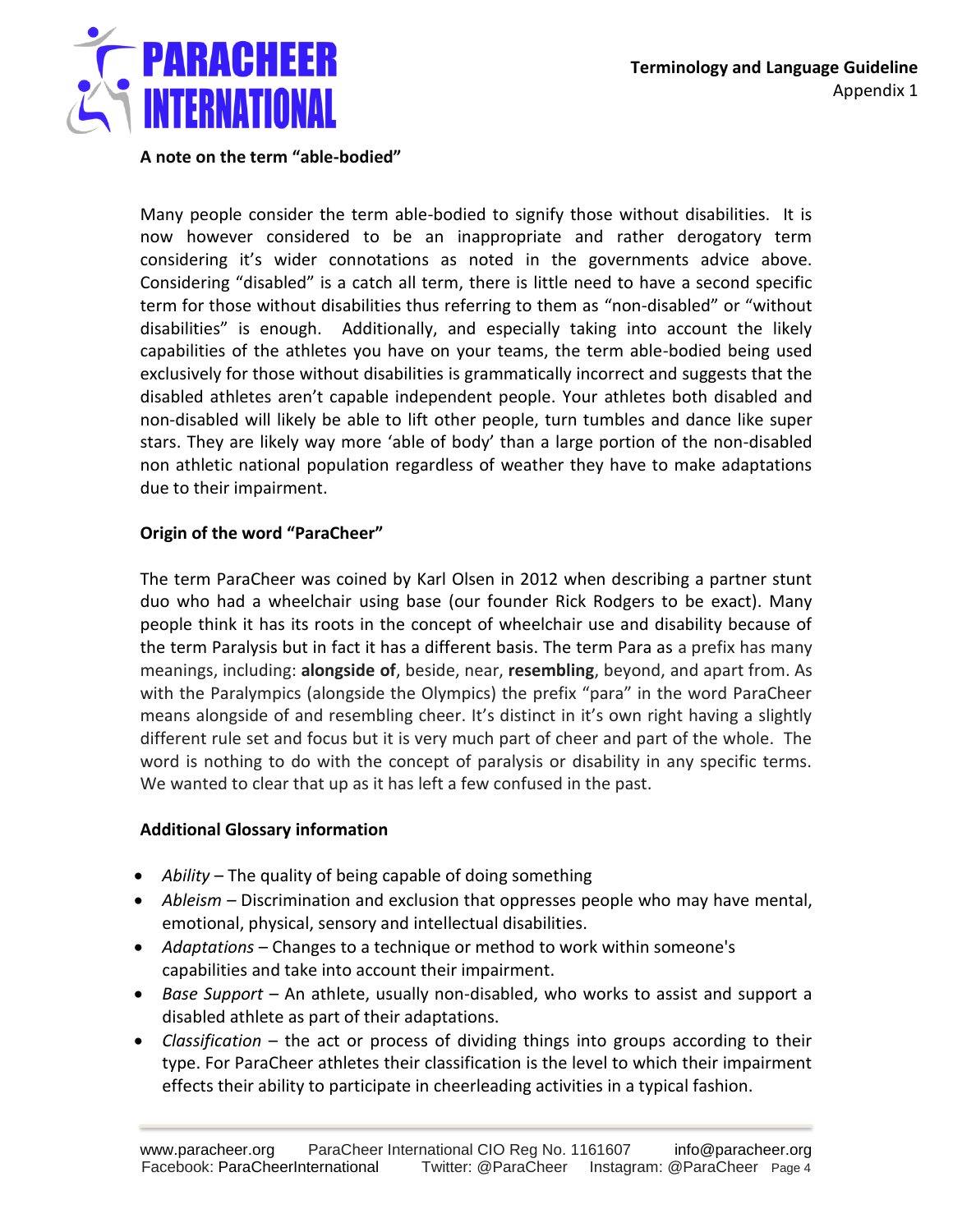**A note on the term "able-bodied"**

Many people consider the term able-bodied to signify those without disabilities. It is now however considered to be an inappropriate and rather derogatory term considering it's wider connotations as noted in the governments advice above. Considering "disabled" is a catch all term, there is little need to have a second specific term for those without disabilities thus referring to them as "non-disabled" or "without disabilities" is enough. Additionally, and especially taking into account the likely capabilities of the athletes you have on your teams, the term able-bodied being used exclusively for those without disabilities is grammatically incorrect and suggests that the disabled athletes aren't capable independent people. Your athletes both disabled and non-disabled will likely be able to lift other people, turn tumbles and dance like super stars. They are likely way more 'able of body' than a large portion of the non-disabled non athletic national population regardless of weather they have to make adaptations due to their impairment.

**Origin of the word "ParaCheer"**

The term ParaCheer was coined by Karl Olsen in 2012 when describing a partner stunt duo who had a wheelchair using base (our founder Rick Rodgers to be exact). Many people think it has its roots in the concept of wheelchair use and disability because of the term Paralysis but in fact it has a different basis. The term Para as a prefix has many meanings, including: **alongside of**, beside, near, **resembling**, beyond, and apart from. As with the Paralympics (alongside the Olympics) the prefix "para" in the word ParaCheer means alongside of and resembling cheer. It's distinct in it's own right having a slightly different rule set and focus but it is very much part of cheer and part of the whole. The word is nothing to do with the concept of paralysis or disability in any specific terms. We wanted to clear that up as it has left a few confused in the past.

**Additional Glossary information**

- *Ability* – The quality of being capable of doing something
- *Ableism* – Discrimination and exclusion that oppresses people who may have mental, emotional, physical, sensory and intellectual disabilities.
- *Adaptations* – Changes to a technique or method to work within someone's capabilities and take into account their impairment.
- *Base Support* – An athlete, usually non-disabled, who works to assist and support a disabled athlete as part of their adaptations.
- *Classification* – the act or process of dividing things into groups according to their type. For ParaCheer athletes their classification is the level to which their impairment effects their ability to participate in cheerleading activities in a typical fashion.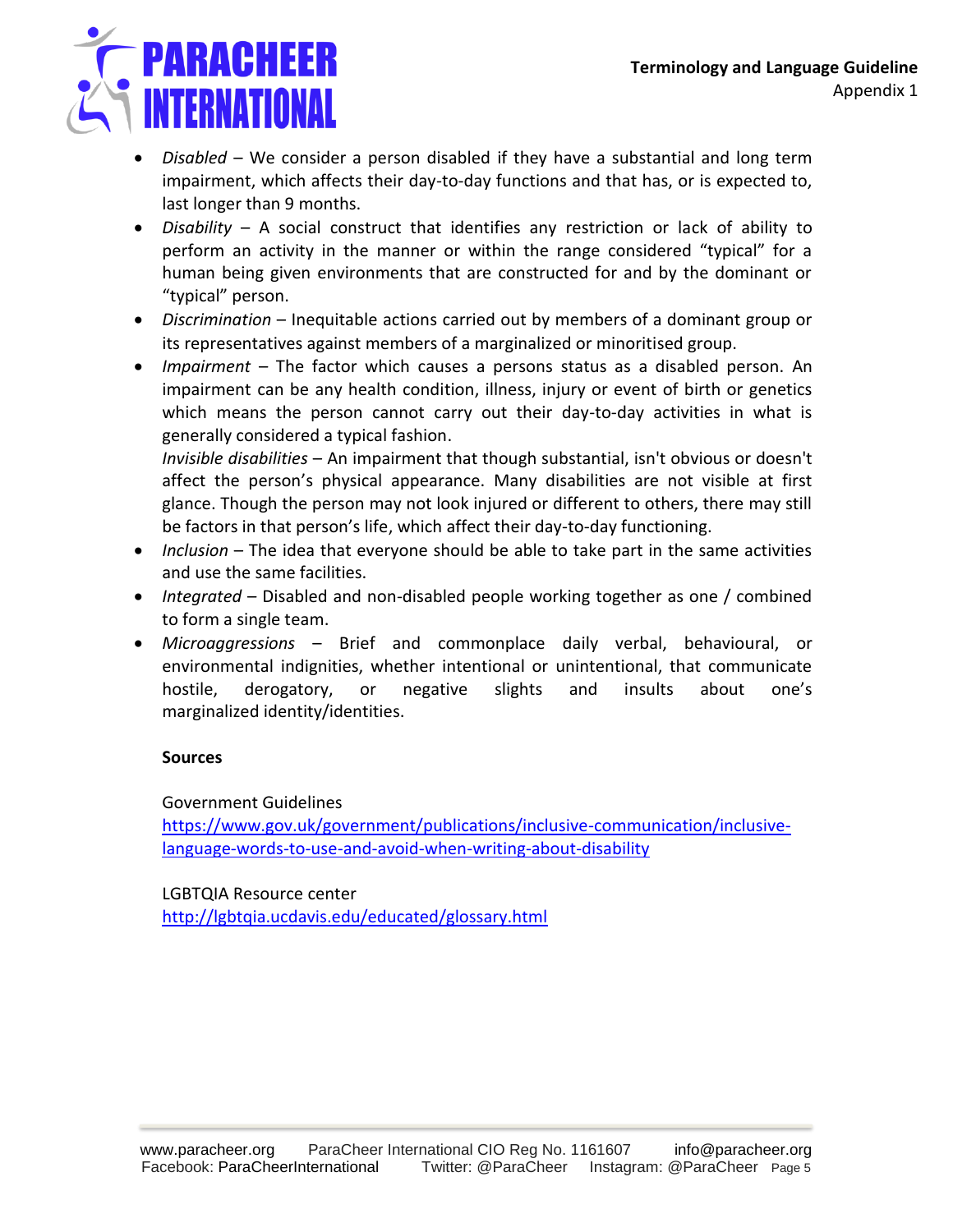- *Disabled* – We consider a person disabled if they have a substantial and long term impairment, which affects their day-to-day functions and that has, or is expected to, last longer than 9 months.
- *Disability* – A social construct that identifies any restriction or lack of ability to perform an activity in the manner or within the range considered "typical" for a human being given environments that are constructed for and by the dominant or "typical" person.
- *Discrimination* – Inequitable actions carried out by members of a dominant group or its representatives against members of a marginalized or minoritised group.
- *Impairment* – The factor which causes a persons status as a disabled person. An impairment can be any health condition, illness, injury or event of birth or genetics which means the person cannot carry out their day-to-day activities in what is generally considered a typical fashion.
  *Invisible disabilities* – An impairment that though substantial, isn't obvious or doesn't affect the person's physical appearance. Many disabilities are not visible at first glance. Though the person may not look injured or different to others, there may still be factors in that person's life, which affect their day-to-day functioning.
- *Inclusion* – The idea that everyone should be able to take part in the same activities and use the same facilities.
- *Integrated* – Disabled and non-disabled people working together as one / combined to form a single team.
- *Microaggressions* – Brief and commonplace daily verbal, behavioural, or environmental indignities, whether intentional or unintentional, that communicate hostile, derogatory, or negative slights and insults about one's marginalized identity/identities.

**Sources**

Government Guidelines
https://www.gov.uk/government/publications/inclusive-communication/inclusive-language-words-to-use-and-avoid-when-writing-about-disability

LGBTQIA Resource center
http://lgbtqia.ucdavis.edu/educated/glossary.html